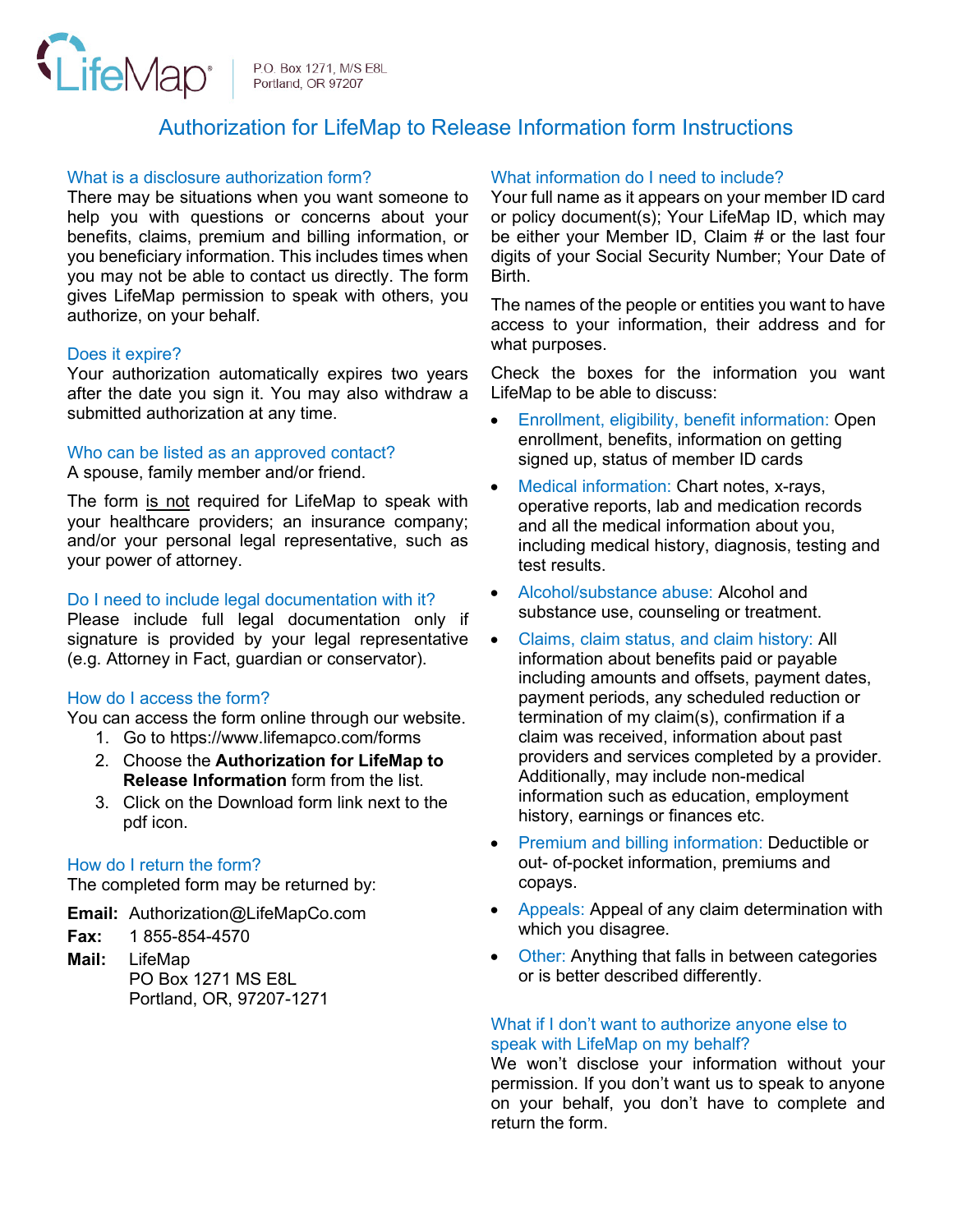LifeMap

P.O. Box 1271, M/S E8L
Portland, OR 97207

# Authorization for LifeMap to Release Information form Instructions

## What is a disclosure authorization form?

There may be situations when you want someone to help you with questions or concerns about your benefits, claims, premium and billing information, or you beneficiary information. This includes times when you may not be able to contact us directly. The form gives LifeMap permission to speak with others, you authorize, on your behalf.

## Does it expire?

Your authorization automatically expires two years after the date you sign it. You may also withdraw a submitted authorization at any time.

## Who can be listed as an approved contact?

A spouse, family member and/or friend.

The form is not required for LifeMap to speak with your healthcare providers; an insurance company; and/or your personal legal representative, such as your power of attorney.

## Do I need to include legal documentation with it?

Please include full legal documentation only if signature is provided by your legal representative (e.g. Attorney in Fact, guardian or conservator).

## How do I access the form?

You can access the form online through our website.

1. Go to https://www.lifemapco.com/forms
2. Choose the **Authorization for LifeMap to Release Information** form from the list.
3. Click on the Download form link next to the pdf icon.

## How do I return the form?

The completed form may be returned by:

**Email:** Authorization@LifeMapCo.com

**Fax:** 1 855-854-4570

**Mail:** LifeMap
PO Box 1271 MS E8L
Portland, OR, 97207-1271

## What information do I need to include?

Your full name as it appears on your member ID card or policy document(s); Your LifeMap ID, which may be either your Member ID, Claim # or the last four digits of your Social Security Number; Your Date of Birth.

The names of the people or entities you want to have access to your information, their address and for what purposes.

Check the boxes for the information you want LifeMap to be able to discuss:

- Enrollment, eligibility, benefit information: Open enrollment, benefits, information on getting signed up, status of member ID cards
- Medical information: Chart notes, x-rays, operative reports, lab and medication records and all the medical information about you, including medical history, diagnosis, testing and test results.
- Alcohol/substance abuse: Alcohol and substance use, counseling or treatment.
- Claims, claim status, and claim history: All information about benefits paid or payable including amounts and offsets, payment dates, payment periods, any scheduled reduction or termination of my claim(s), confirmation if a claim was received, information about past providers and services completed by a provider. Additionally, may include non-medical information such as education, employment history, earnings or finances etc.
- Premium and billing information: Deductible or out- of-pocket information, premiums and copays.
- Appeals: Appeal of any claim determination with which you disagree.
- Other: Anything that falls in between categories or is better described differently.

## What if I don't want to authorize anyone else to speak with LifeMap on my behalf?

We won't disclose your information without your permission. If you don't want us to speak to anyone on your behalf, you don't have to complete and return the form.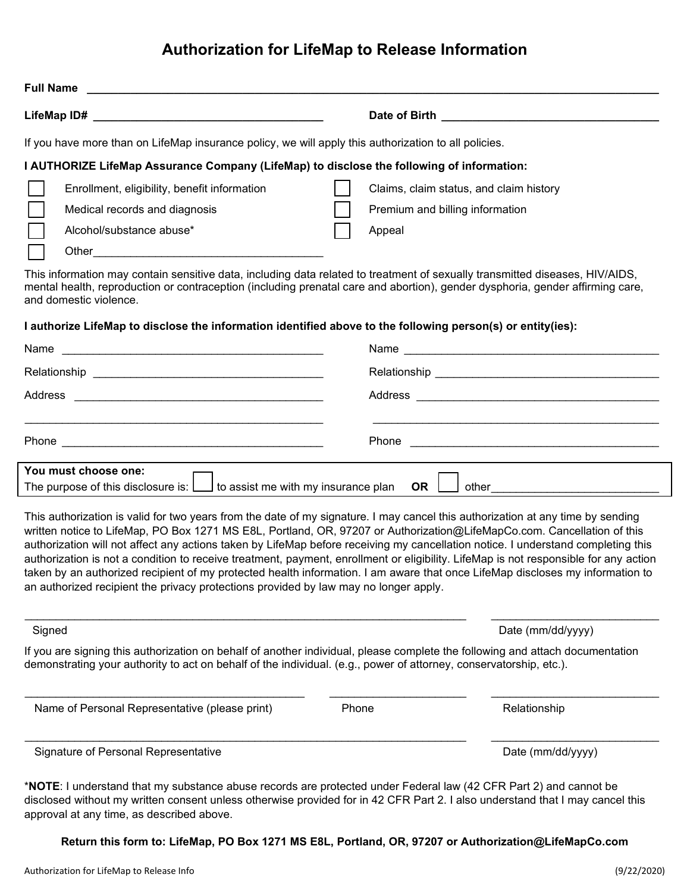# Authorization for LifeMap to Release Information

**Full Name** ______________________________________________________________________________

**LifeMap ID#** ________________________________ **Date of Birth** ________________________________

If you have more than on LifeMap insurance policy, we will apply this authorization to all policies.

**I AUTHORIZE LifeMap Assurance Company (LifeMap) to disclose the following of information:**

- ☐ Enrollment, eligibility, benefit information
- ☐ Claims, claim status, and claim history
- ☐ Medical records and diagnosis
- ☐ Premium and billing information
- ☐ Alcohol/substance abuse*
- ☐ Appeal
- ☐ Other________________________________

This information may contain sensitive data, including data related to treatment of sexually transmitted diseases, HIV/AIDS, mental health, reproduction or contraception (including prenatal care and abortion), gender dysphoria, gender affirming care, and domestic violence.

**I authorize LifeMap to disclose the information identified above to the following person(s) or entity(ies):**

| | |
|---|---|
| Name ________________________________ | Name ________________________________ |
| Relationship ________________________________ | Relationship ________________________________ |
| Address ________________________________ | Address ________________________________ |
| ________________________________ | ________________________________ |
| Phone ________________________________ | Phone ________________________________ |

**You must choose one:**
The purpose of this disclosure is: ☐ to assist me with my insurance plan **OR** ☐ other________________________

This authorization is valid for two years from the date of my signature. I may cancel this authorization at any time by sending written notice to LifeMap, PO Box 1271 MS E8L, Portland, OR, 97207 or Authorization@LifeMapCo.com. Cancellation of this authorization will not affect any actions taken by LifeMap before receiving my cancellation notice. I understand completing this authorization is not a condition to receive treatment, payment, enrollment or eligibility. LifeMap is not responsible for any action taken by an authorized recipient of my protected health information. I am aware that once LifeMap discloses my information to an authorized recipient the privacy protections provided by law may no longer apply.

________________________________________________ ________________________
Signed Date (mm/dd/yyyy)

If you are signing this authorization on behalf of another individual, please complete the following and attach documentation demonstrating your authority to act on behalf of the individual. (e.g., power of attorney, conservatorship, etc.).

________________________________ ________________ ________________________
Name of Personal Representative (please print) Phone Relationship

________________________________________________ ________________________
Signature of Personal Representative Date (mm/dd/yyyy)

***NOTE**: I understand that my substance abuse records are protected under Federal law (42 CFR Part 2) and cannot be disclosed without my written consent unless otherwise provided for in 42 CFR Part 2. I also understand that I may cancel this approval at any time, as described above.

**Return this form to: LifeMap, PO Box 1271 MS E8L, Portland, OR, 97207 or Authorization@LifeMapCo.com**

Authorization for LifeMap to Release Info (9/22/2020)